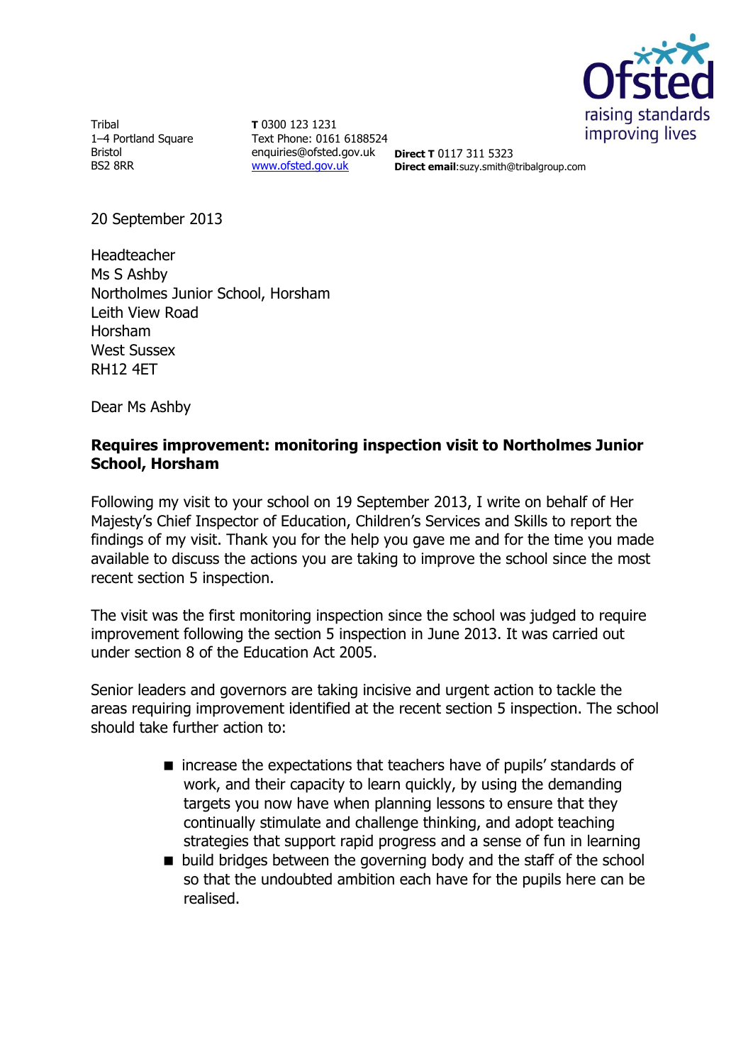Tribal
1–4 Portland Square
Bristol
BS2 8RR

**T** 0300 123 1231
Text Phone: 0161 6188524
enquiries@ofsted.gov.uk
www.ofsted.gov.uk

**Direct T** 0117 311 5323
**Direct email**:suzy.smith@tribalgroup.com

20 September 2013

Headteacher
Ms S Ashby
Northolmes Junior School, Horsham
Leith View Road
Horsham
West Sussex
RH12 4ET

Dear Ms Ashby

**Requires improvement: monitoring inspection visit to Northolmes Junior School, Horsham**

Following my visit to your school on 19 September 2013, I write on behalf of Her Majesty's Chief Inspector of Education, Children's Services and Skills to report the findings of my visit. Thank you for the help you gave me and for the time you made available to discuss the actions you are taking to improve the school since the most recent section 5 inspection.

The visit was the first monitoring inspection since the school was judged to require improvement following the section 5 inspection in June 2013. It was carried out under section 8 of the Education Act 2005.

Senior leaders and governors are taking incisive and urgent action to tackle the areas requiring improvement identified at the recent section 5 inspection. The school should take further action to:

- increase the expectations that teachers have of pupils' standards of work, and their capacity to learn quickly, by using the demanding targets you now have when planning lessons to ensure that they continually stimulate and challenge thinking, and adopt teaching strategies that support rapid progress and a sense of fun in learning
- build bridges between the governing body and the staff of the school so that the undoubted ambition each have for the pupils here can be realised.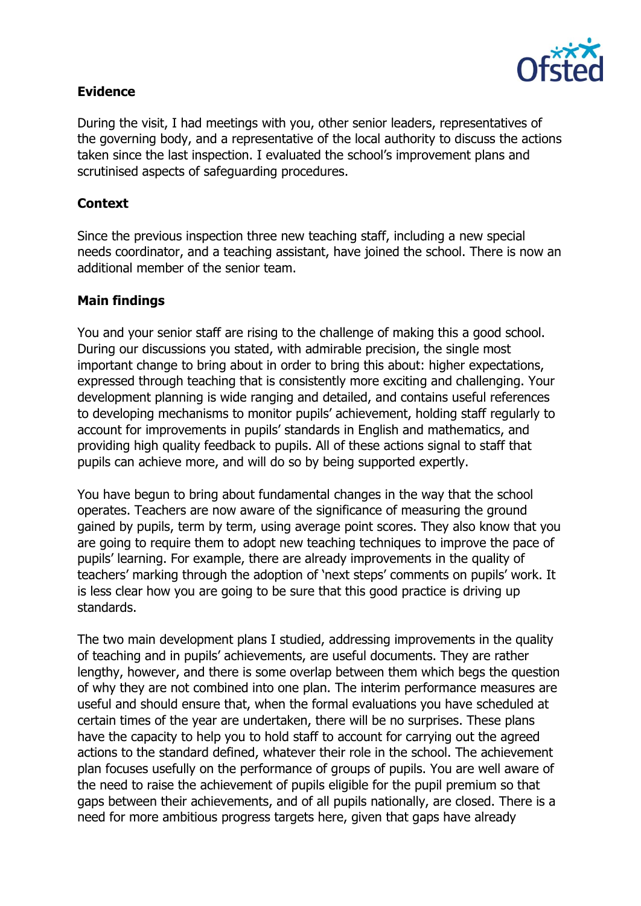**Evidence**

During the visit, I had meetings with you, other senior leaders, representatives of the governing body, and a representative of the local authority to discuss the actions taken since the last inspection. I evaluated the school's improvement plans and scrutinised aspects of safeguarding procedures.

**Context**

Since the previous inspection three new teaching staff, including a new special needs coordinator, and a teaching assistant, have joined the school. There is now an additional member of the senior team.

**Main findings**

You and your senior staff are rising to the challenge of making this a good school. During our discussions you stated, with admirable precision, the single most important change to bring about in order to bring this about: higher expectations, expressed through teaching that is consistently more exciting and challenging. Your development planning is wide ranging and detailed, and contains useful references to developing mechanisms to monitor pupils' achievement, holding staff regularly to account for improvements in pupils' standards in English and mathematics, and providing high quality feedback to pupils. All of these actions signal to staff that pupils can achieve more, and will do so by being supported expertly.

You have begun to bring about fundamental changes in the way that the school operates. Teachers are now aware of the significance of measuring the ground gained by pupils, term by term, using average point scores. They also know that you are going to require them to adopt new teaching techniques to improve the pace of pupils' learning. For example, there are already improvements in the quality of teachers' marking through the adoption of 'next steps' comments on pupils' work. It is less clear how you are going to be sure that this good practice is driving up standards.

The two main development plans I studied, addressing improvements in the quality of teaching and in pupils' achievements, are useful documents. They are rather lengthy, however, and there is some overlap between them which begs the question of why they are not combined into one plan. The interim performance measures are useful and should ensure that, when the formal evaluations you have scheduled at certain times of the year are undertaken, there will be no surprises. These plans have the capacity to help you to hold staff to account for carrying out the agreed actions to the standard defined, whatever their role in the school. The achievement plan focuses usefully on the performance of groups of pupils. You are well aware of the need to raise the achievement of pupils eligible for the pupil premium so that gaps between their achievements, and of all pupils nationally, are closed. There is a need for more ambitious progress targets here, given that gaps have already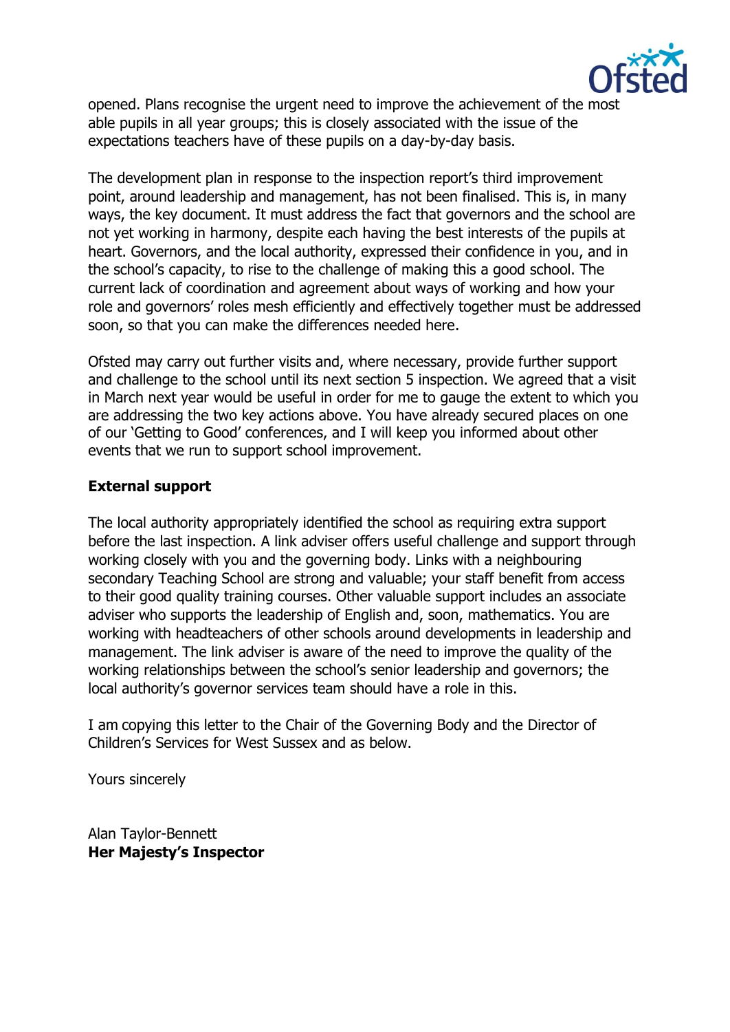opened. Plans recognise the urgent need to improve the achievement of the most able pupils in all year groups; this is closely associated with the issue of the expectations teachers have of these pupils on a day-by-day basis.

The development plan in response to the inspection report's third improvement point, around leadership and management, has not been finalised. This is, in many ways, the key document. It must address the fact that governors and the school are not yet working in harmony, despite each having the best interests of the pupils at heart. Governors, and the local authority, expressed their confidence in you, and in the school's capacity, to rise to the challenge of making this a good school. The current lack of coordination and agreement about ways of working and how your role and governors' roles mesh efficiently and effectively together must be addressed soon, so that you can make the differences needed here.

Ofsted may carry out further visits and, where necessary, provide further support and challenge to the school until its next section 5 inspection. We agreed that a visit in March next year would be useful in order for me to gauge the extent to which you are addressing the two key actions above. You have already secured places on one of our 'Getting to Good' conferences, and I will keep you informed about other events that we run to support school improvement.

**External support**

The local authority appropriately identified the school as requiring extra support before the last inspection. A link adviser offers useful challenge and support through working closely with you and the governing body. Links with a neighbouring secondary Teaching School are strong and valuable; your staff benefit from access to their good quality training courses. Other valuable support includes an associate adviser who supports the leadership of English and, soon, mathematics. You are working with headteachers of other schools around developments in leadership and management. The link adviser is aware of the need to improve the quality of the working relationships between the school's senior leadership and governors; the local authority's governor services team should have a role in this.

I am copying this letter to the Chair of the Governing Body and the Director of Children's Services for West Sussex and as below.

Yours sincerely

Alan Taylor-Bennett
**Her Majesty's Inspector**